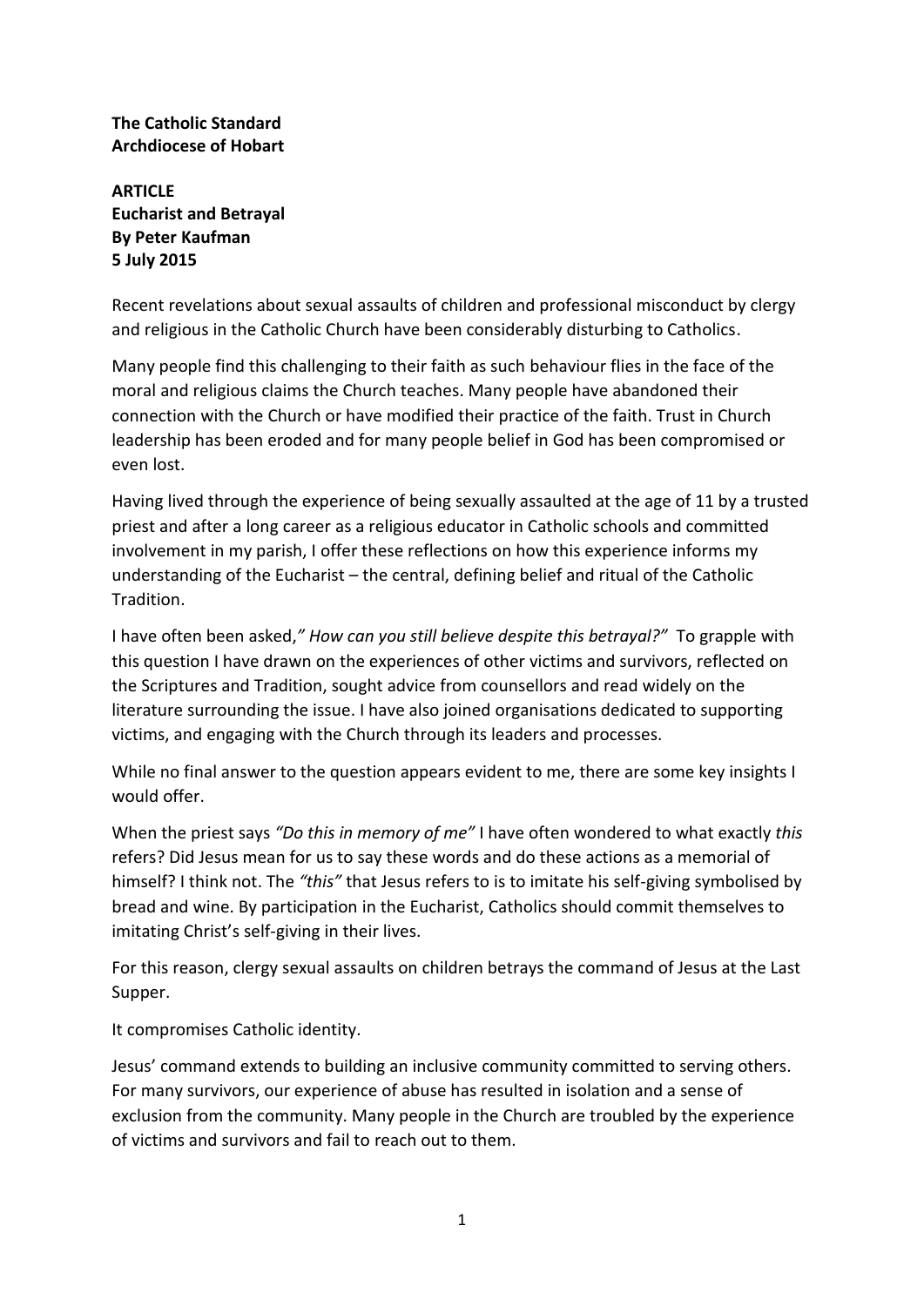**The Catholic Standard**
**Archdiocese of Hobart**

**ARTICLE**
**Eucharist and Betrayal**
**By Peter Kaufman**
**5 July 2015**

Recent revelations about sexual assaults of children and professional misconduct by clergy and religious in the Catholic Church have been considerably disturbing to Catholics.

Many people find this challenging to their faith as such behaviour flies in the face of the moral and religious claims the Church teaches. Many people have abandoned their connection with the Church or have modified their practice of the faith. Trust in Church leadership has been eroded and for many people belief in God has been compromised or even lost.

Having lived through the experience of being sexually assaulted at the age of 11 by a trusted priest and after a long career as a religious educator in Catholic schools and committed involvement in my parish, I offer these reflections on how this experience informs my understanding of the Eucharist – the central, defining belief and ritual of the Catholic Tradition.

I have often been asked,*" How can you still believe despite this betrayal?"* To grapple with this question I have drawn on the experiences of other victims and survivors, reflected on the Scriptures and Tradition, sought advice from counsellors and read widely on the literature surrounding the issue. I have also joined organisations dedicated to supporting victims, and engaging with the Church through its leaders and processes.

While no final answer to the question appears evident to me, there are some key insights I would offer.

When the priest says *"Do this in memory of me"* I have often wondered to what exactly *this* refers? Did Jesus mean for us to say these words and do these actions as a memorial of himself? I think not. The *"this"* that Jesus refers to is to imitate his self-giving symbolised by bread and wine. By participation in the Eucharist, Catholics should commit themselves to imitating Christ's self-giving in their lives.

For this reason, clergy sexual assaults on children betrays the command of Jesus at the Last Supper.

It compromises Catholic identity.

Jesus' command extends to building an inclusive community committed to serving others. For many survivors, our experience of abuse has resulted in isolation and a sense of exclusion from the community. Many people in the Church are troubled by the experience of victims and survivors and fail to reach out to them.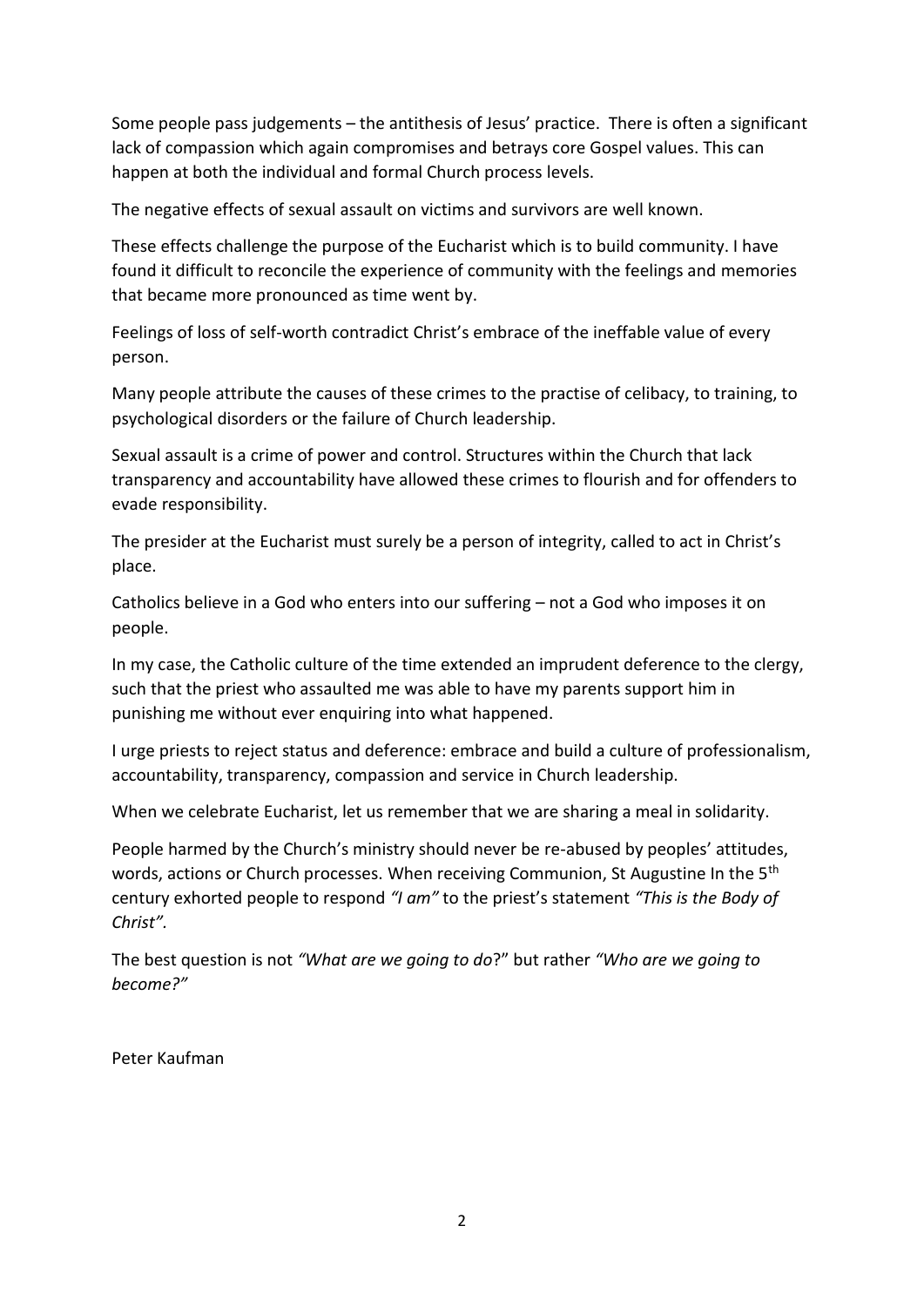Some people pass judgements – the antithesis of Jesus' practice. There is often a significant lack of compassion which again compromises and betrays core Gospel values. This can happen at both the individual and formal Church process levels.

The negative effects of sexual assault on victims and survivors are well known.

These effects challenge the purpose of the Eucharist which is to build community. I have found it difficult to reconcile the experience of community with the feelings and memories that became more pronounced as time went by.

Feelings of loss of self-worth contradict Christ's embrace of the ineffable value of every person.

Many people attribute the causes of these crimes to the practise of celibacy, to training, to psychological disorders or the failure of Church leadership.

Sexual assault is a crime of power and control. Structures within the Church that lack transparency and accountability have allowed these crimes to flourish and for offenders to evade responsibility.

The presider at the Eucharist must surely be a person of integrity, called to act in Christ's place.

Catholics believe in a God who enters into our suffering – not a God who imposes it on people.

In my case, the Catholic culture of the time extended an imprudent deference to the clergy, such that the priest who assaulted me was able to have my parents support him in punishing me without ever enquiring into what happened.

I urge priests to reject status and deference: embrace and build a culture of professionalism, accountability, transparency, compassion and service in Church leadership.

When we celebrate Eucharist, let us remember that we are sharing a meal in solidarity.

People harmed by the Church's ministry should never be re-abused by peoples' attitudes, words, actions or Church processes. When receiving Communion, St Augustine In the 5th century exhorted people to respond *"I am"* to the priest's statement *"This is the Body of Christ".*

The best question is not *"What are we going to do*?" but rather *"Who are we going to become?"*

Peter Kaufman